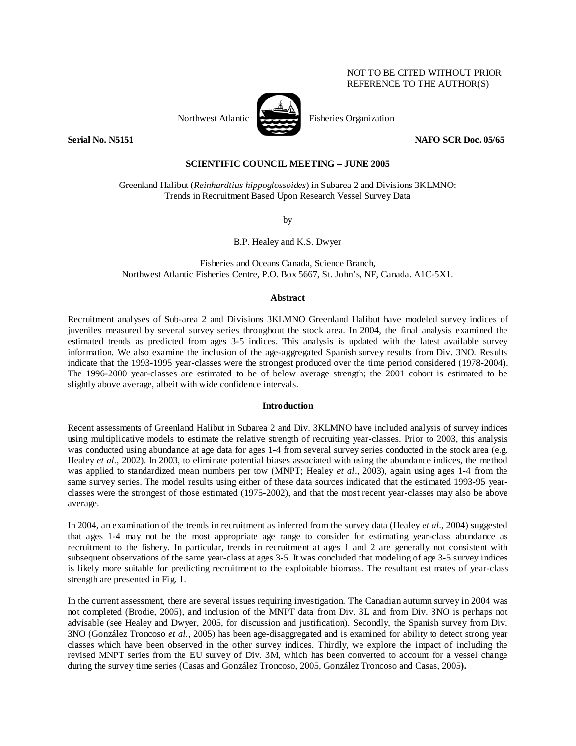NOT TO BE CITED WITHOUT PRIOR
REFERENCE TO THE AUTHOR(S)

Northwest Atlantic Fisheries Organization

**Serial No. N5151** **NAFO SCR Doc. 05/65**

**SCIENTIFIC COUNCIL MEETING – JUNE 2005**

Greenland Halibut (*Reinhardtius hippoglossoides*) in Subarea 2 and Divisions 3KLMNO:
Trends in Recruitment Based Upon Research Vessel Survey Data

by

B.P. Healey and K.S. Dwyer

Fisheries and Oceans Canada, Science Branch,
Northwest Atlantic Fisheries Centre, P.O. Box 5667, St. John's, NF, Canada. A1C-5X1.

## Abstract

Recruitment analyses of Sub-area 2 and Divisions 3KLMNO Greenland Halibut have modeled survey indices of juveniles measured by several survey series throughout the stock area. In 2004, the final analysis examined the estimated trends as predicted from ages 3-5 indices. This analysis is updated with the latest available survey information. We also examine the inclusion of the age-aggregated Spanish survey results from Div. 3NO. Results indicate that the 1993-1995 year-classes were the strongest produced over the time period considered (1978-2004). The 1996-2000 year-classes are estimated to be of below average strength; the 2001 cohort is estimated to be slightly above average, albeit with wide confidence intervals.

## Introduction

Recent assessments of Greenland Halibut in Subarea 2 and Div. 3KLMNO have included analysis of survey indices using multiplicative models to estimate the relative strength of recruiting year-classes. Prior to 2003, this analysis was conducted using abundance at age data for ages 1-4 from several survey series conducted in the stock area (e.g. Healey *et al*., 2002). In 2003, to eliminate potential biases associated with using the abundance indices, the method was applied to standardized mean numbers per tow (MNPT; Healey *et al*., 2003), again using ages 1-4 from the same survey series. The model results using either of these data sources indicated that the estimated 1993-95 year-classes were the strongest of those estimated (1975-2002), and that the most recent year-classes may also be above average.

In 2004, an examination of the trends in recruitment as inferred from the survey data (Healey *et al*., 2004) suggested that ages 1-4 may not be the most appropriate age range to consider for estimating year-class abundance as recruitment to the fishery. In particular, trends in recruitment at ages 1 and 2 are generally not consistent with subsequent observations of the same year-class at ages 3-5. It was concluded that modeling of age 3-5 survey indices is likely more suitable for predicting recruitment to the exploitable biomass. The resultant estimates of year-class strength are presented in Fig. 1.

In the current assessment, there are several issues requiring investigation. The Canadian autumn survey in 2004 was not completed (Brodie, 2005), and inclusion of the MNPT data from Div. 3L and from Div. 3NO is perhaps not advisable (see Healey and Dwyer, 2005, for discussion and justification). Secondly, the Spanish survey from Div. 3NO (González Troncoso *et al*., 2005) has been age-disaggregated and is examined for ability to detect strong year classes which have been observed in the other survey indices. Thirdly, we explore the impact of including the revised MNPT series from the EU survey of Div. 3M, which has been converted to account for a vessel change during the survey time series (Casas and González Troncoso, 2005, González Troncoso and Casas, 2005**).**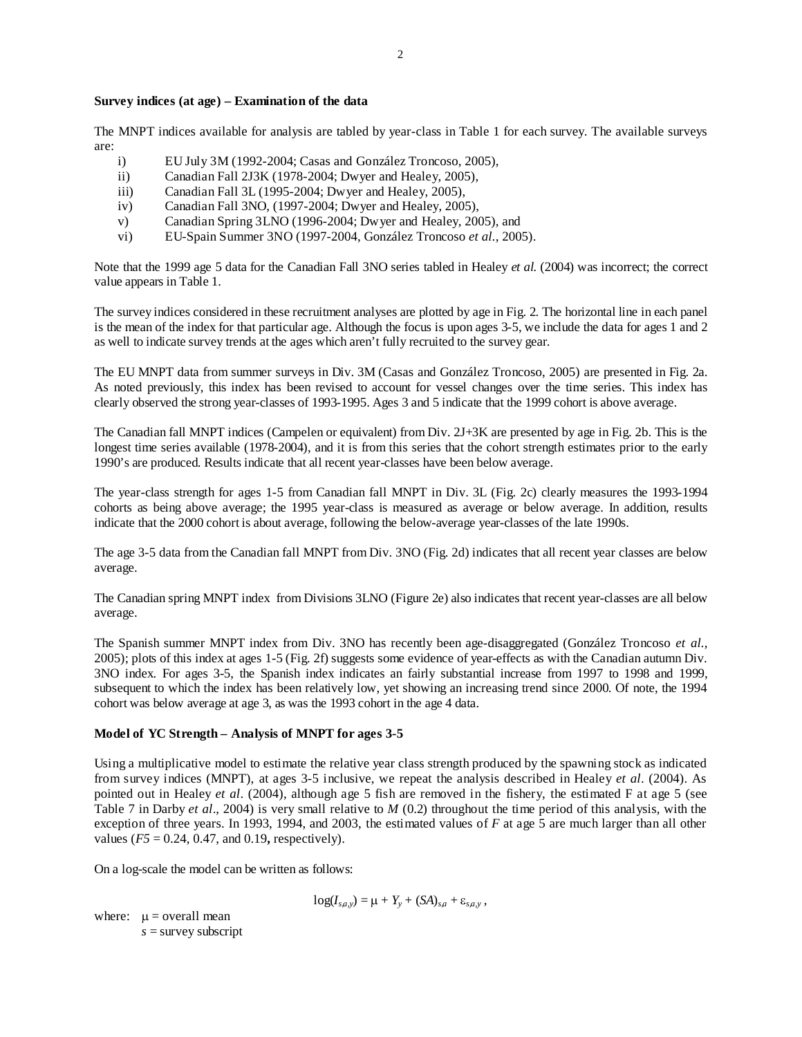**Survey indices (at age) – Examination of the data**

The MNPT indices available for analysis are tabled by year-class in Table 1 for each survey. The available surveys are:

i) EU July 3M (1992-2004; Casas and González Troncoso, 2005),
ii) Canadian Fall 2J3K (1978-2004; Dwyer and Healey, 2005),
iii) Canadian Fall 3L (1995-2004; Dwyer and Healey, 2005),
iv) Canadian Fall 3NO, (1997-2004; Dwyer and Healey, 2005),
v) Canadian Spring 3LNO (1996-2004; Dwyer and Healey, 2005), and
vi) EU-Spain Summer 3NO (1997-2004, González Troncoso *et al.*, 2005).

Note that the 1999 age 5 data for the Canadian Fall 3NO series tabled in Healey *et al.* (2004) was incorrect; the correct value appears in Table 1.

The survey indices considered in these recruitment analyses are plotted by age in Fig. 2. The horizontal line in each panel is the mean of the index for that particular age. Although the focus is upon ages 3-5, we include the data for ages 1 and 2 as well to indicate survey trends at the ages which aren't fully recruited to the survey gear.

The EU MNPT data from summer surveys in Div. 3M (Casas and González Troncoso, 2005) are presented in Fig. 2a. As noted previously, this index has been revised to account for vessel changes over the time series. This index has clearly observed the strong year-classes of 1993-1995. Ages 3 and 5 indicate that the 1999 cohort is above average.

The Canadian fall MNPT indices (Campelen or equivalent) from Div. 2J+3K are presented by age in Fig. 2b. This is the longest time series available (1978-2004), and it is from this series that the cohort strength estimates prior to the early 1990's are produced. Results indicate that all recent year-classes have been below average.

The year-class strength for ages 1-5 from Canadian fall MNPT in Div. 3L (Fig. 2c) clearly measures the 1993-1994 cohorts as being above average; the 1995 year-class is measured as average or below average. In addition, results indicate that the 2000 cohort is about average, following the below-average year-classes of the late 1990s.

The age 3-5 data from the Canadian fall MNPT from Div. 3NO (Fig. 2d) indicates that all recent year classes are below average.

The Canadian spring MNPT index from Divisions 3LNO (Figure 2e) also indicates that recent year-classes are all below average.

The Spanish summer MNPT index from Div. 3NO has recently been age-disaggregated (González Troncoso *et al.*, 2005); plots of this index at ages 1-5 (Fig. 2f) suggests some evidence of year-effects as with the Canadian autumn Div. 3NO index. For ages 3-5, the Spanish index indicates an fairly substantial increase from 1997 to 1998 and 1999, subsequent to which the index has been relatively low, yet showing an increasing trend since 2000. Of note, the 1994 cohort was below average at age 3, as was the 1993 cohort in the age 4 data.

**Model of YC Strength – Analysis of MNPT for ages 3-5**

Using a multiplicative model to estimate the relative year class strength produced by the spawning stock as indicated from survey indices (MNPT), at ages 3-5 inclusive, we repeat the analysis described in Healey *et al.* (2004). As pointed out in Healey *et al.* (2004), although age 5 fish are removed in the fishery, the estimated F at age 5 (see Table 7 in Darby *et al*., 2004) is very small relative to *M* (0.2) throughout the time period of this analysis, with the exception of three years. In 1993, 1994, and 2003, the estimated values of *F* at age 5 are much larger than all other values ($F5$ = 0.24, 0.47, and 0.19**,** respectively).

On a log-scale the model can be written as follows:

$$\log(I_{s,a,y}) = \mu + Y_y + (SA)_{s,a} + \varepsilon_{s,a,y}\ ,$$

where: $\mu$ = overall mean
$s$ = survey subscript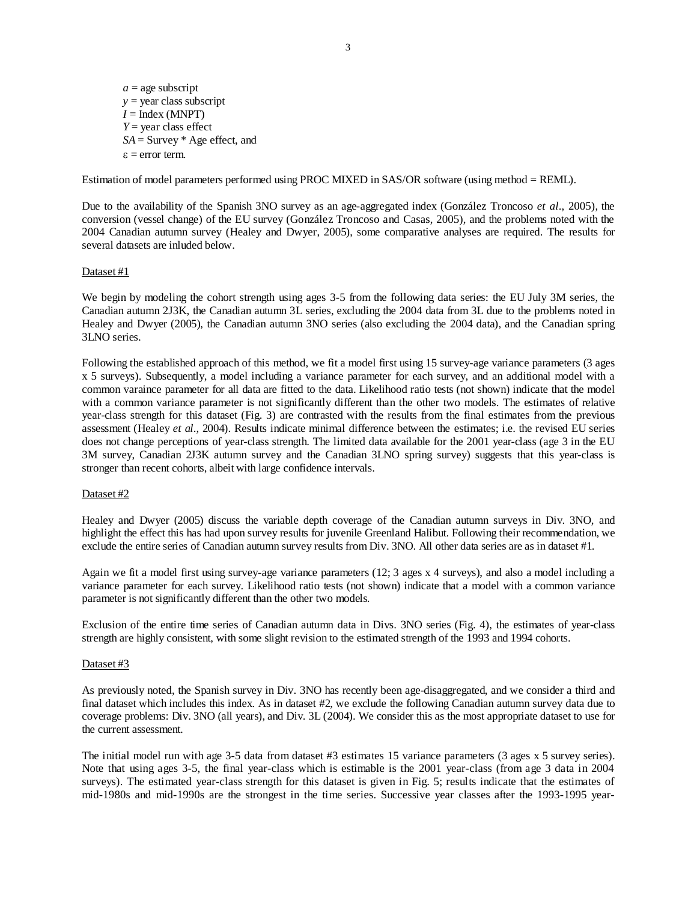$a$ = age subscript  
$y$ = year class subscript  
$I$ = Index (MNPT)  
$Y$ = year class effect  
$SA$ = Survey * Age effect, and  
$\varepsilon$ = error term.

Estimation of model parameters performed using PROC MIXED in SAS/OR software (using method = REML).

Due to the availability of the Spanish 3NO survey as an age-aggregated index (González Troncoso *et al*., 2005), the conversion (vessel change) of the EU survey (González Troncoso and Casas, 2005), and the problems noted with the 2004 Canadian autumn survey (Healey and Dwyer, 2005), some comparative analyses are required. The results for several datasets are inluded below.

Dataset #1

We begin by modeling the cohort strength using ages 3-5 from the following data series: the EU July 3M series, the Canadian autumn 2J3K, the Canadian autumn 3L series, excluding the 2004 data from 3L due to the problems noted in Healey and Dwyer (2005), the Canadian autumn 3NO series (also excluding the 2004 data), and the Canadian spring 3LNO series.

Following the established approach of this method, we fit a model first using 15 survey-age variance parameters (3 ages x 5 surveys). Subsequently, a model including a variance parameter for each survey, and an additional model with a common varaince parameter for all data are fitted to the data. Likelihood ratio tests (not shown) indicate that the model with a common variance parameter is not significantly different than the other two models. The estimates of relative year-class strength for this dataset (Fig. 3) are contrasted with the results from the final estimates from the previous assessment (Healey *et al*., 2004). Results indicate minimal difference between the estimates; i.e. the revised EU series does not change perceptions of year-class strength. The limited data available for the 2001 year-class (age 3 in the EU 3M survey, Canadian 2J3K autumn survey and the Canadian 3LNO spring survey) suggests that this year-class is stronger than recent cohorts, albeit with large confidence intervals.

Dataset #2

Healey and Dwyer (2005) discuss the variable depth coverage of the Canadian autumn surveys in Div. 3NO, and highlight the effect this has had upon survey results for juvenile Greenland Halibut. Following their recommendation, we exclude the entire series of Canadian autumn survey results from Div. 3NO. All other data series are as in dataset #1.

Again we fit a model first using survey-age variance parameters (12; 3 ages x 4 surveys), and also a model including a variance parameter for each survey. Likelihood ratio tests (not shown) indicate that a model with a common variance parameter is not significantly different than the other two models.

Exclusion of the entire time series of Canadian autumn data in Divs. 3NO series (Fig. 4), the estimates of year-class strength are highly consistent, with some slight revision to the estimated strength of the 1993 and 1994 cohorts.

Dataset #3

As previously noted, the Spanish survey in Div. 3NO has recently been age-disaggregated, and we consider a third and final dataset which includes this index. As in dataset #2, we exclude the following Canadian autumn survey data due to coverage problems: Div. 3NO (all years), and Div. 3L (2004). We consider this as the most appropriate dataset to use for the current assessment.

The initial model run with age 3-5 data from dataset #3 estimates 15 variance parameters (3 ages x 5 survey series). Note that using ages 3-5, the final year-class which is estimable is the 2001 year-class (from age 3 data in 2004 surveys). The estimated year-class strength for this dataset is given in Fig. 5; results indicate that the estimates of mid-1980s and mid-1990s are the strongest in the time series. Successive year classes after the 1993-1995 year-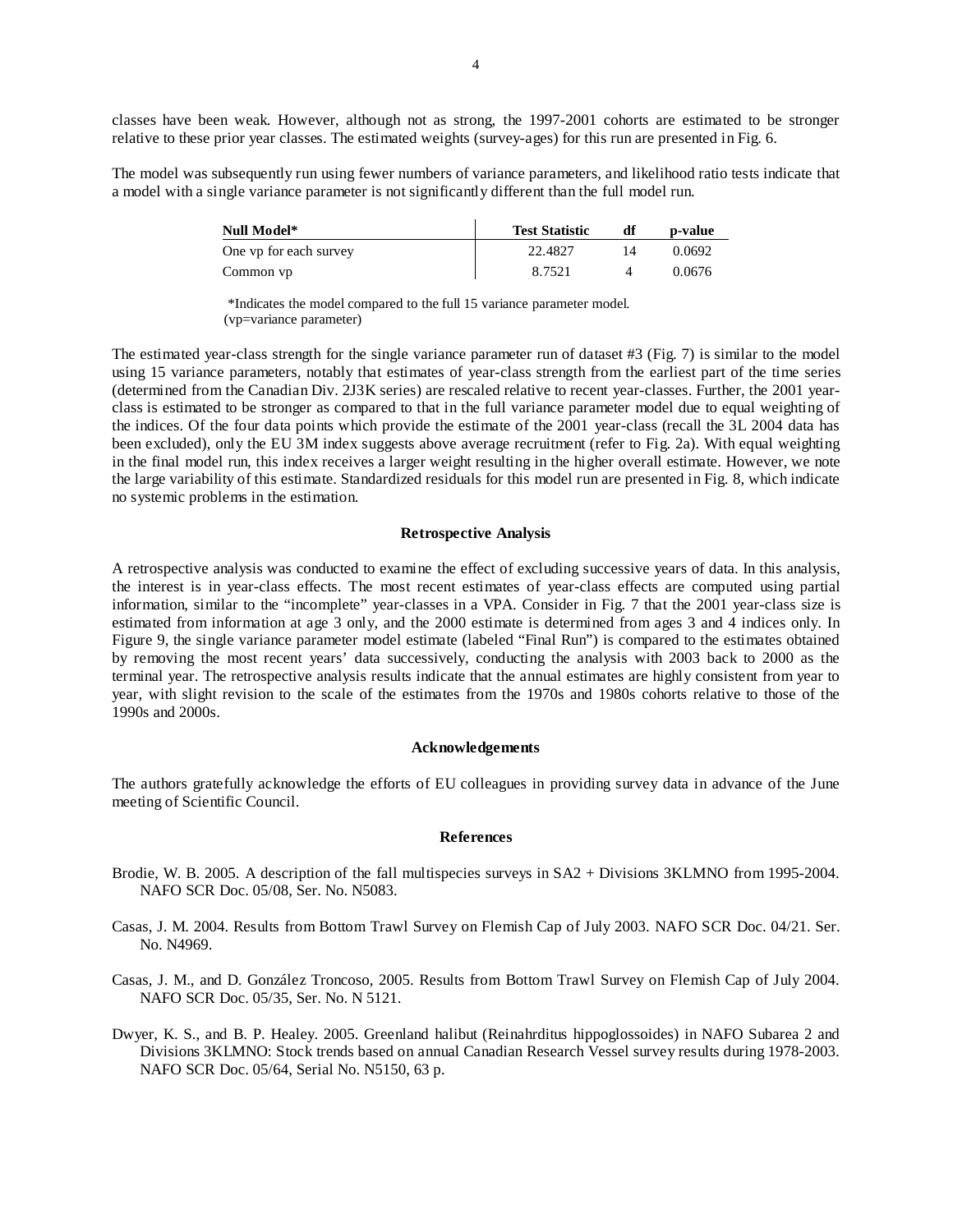classes have been weak. However, although not as strong, the 1997-2001 cohorts are estimated to be stronger relative to these prior year classes. The estimated weights (survey-ages) for this run are presented in Fig. 6.

The model was subsequently run using fewer numbers of variance parameters, and likelihood ratio tests indicate that a model with a single variance parameter is not significantly different than the full model run.

| **Null Model*** | **Test Statistic** | **df** | **p-value** |
|---|---|---|---|
| One vp for each survey | 22.4827 | 14 | 0.0692 |
| Common vp | 8.7521 | 4 | 0.0676 |

*Indicates the model compared to the full 15 variance parameter model.
(vp=variance parameter)

The estimated year-class strength for the single variance parameter run of dataset #3 (Fig. 7) is similar to the model using 15 variance parameters, notably that estimates of year-class strength from the earliest part of the time series (determined from the Canadian Div. 2J3K series) are rescaled relative to recent year-classes. Further, the 2001 year-class is estimated to be stronger as compared to that in the full variance parameter model due to equal weighting of the indices. Of the four data points which provide the estimate of the 2001 year-class (recall the 3L 2004 data has been excluded), only the EU 3M index suggests above average recruitment (refer to Fig. 2a). With equal weighting in the final model run, this index receives a larger weight resulting in the higher overall estimate. However, we note the large variability of this estimate. Standardized residuals for this model run are presented in Fig. 8, which indicate no systemic problems in the estimation.

## Retrospective Analysis

A retrospective analysis was conducted to examine the effect of excluding successive years of data. In this analysis, the interest is in year-class effects. The most recent estimates of year-class effects are computed using partial information, similar to the "incomplete" year-classes in a VPA. Consider in Fig. 7 that the 2001 year-class size is estimated from information at age 3 only, and the 2000 estimate is determined from ages 3 and 4 indices only. In Figure 9, the single variance parameter model estimate (labeled "Final Run") is compared to the estimates obtained by removing the most recent years' data successively, conducting the analysis with 2003 back to 2000 as the terminal year. The retrospective analysis results indicate that the annual estimates are highly consistent from year to year, with slight revision to the scale of the estimates from the 1970s and 1980s cohorts relative to those of the 1990s and 2000s.

## Acknowledgements

The authors gratefully acknowledge the efforts of EU colleagues in providing survey data in advance of the June meeting of Scientific Council.

## References

Brodie, W. B. 2005. A description of the fall multispecies surveys in SA2 + Divisions 3KLMNO from 1995-2004. NAFO SCR Doc. 05/08, Ser. No. N5083.

Casas, J. M. 2004. Results from Bottom Trawl Survey on Flemish Cap of July 2003. NAFO SCR Doc. 04/21. Ser. No. N4969.

Casas, J. M., and D. González Troncoso, 2005. Results from Bottom Trawl Survey on Flemish Cap of July 2004. NAFO SCR Doc. 05/35, Ser. No. N 5121.

Dwyer, K. S., and B. P. Healey. 2005. Greenland halibut (Reinahrditus hippoglossoides) in NAFO Subarea 2 and Divisions 3KLMNO: Stock trends based on annual Canadian Research Vessel survey results during 1978-2003. NAFO SCR Doc. 05/64, Serial No. N5150, 63 p.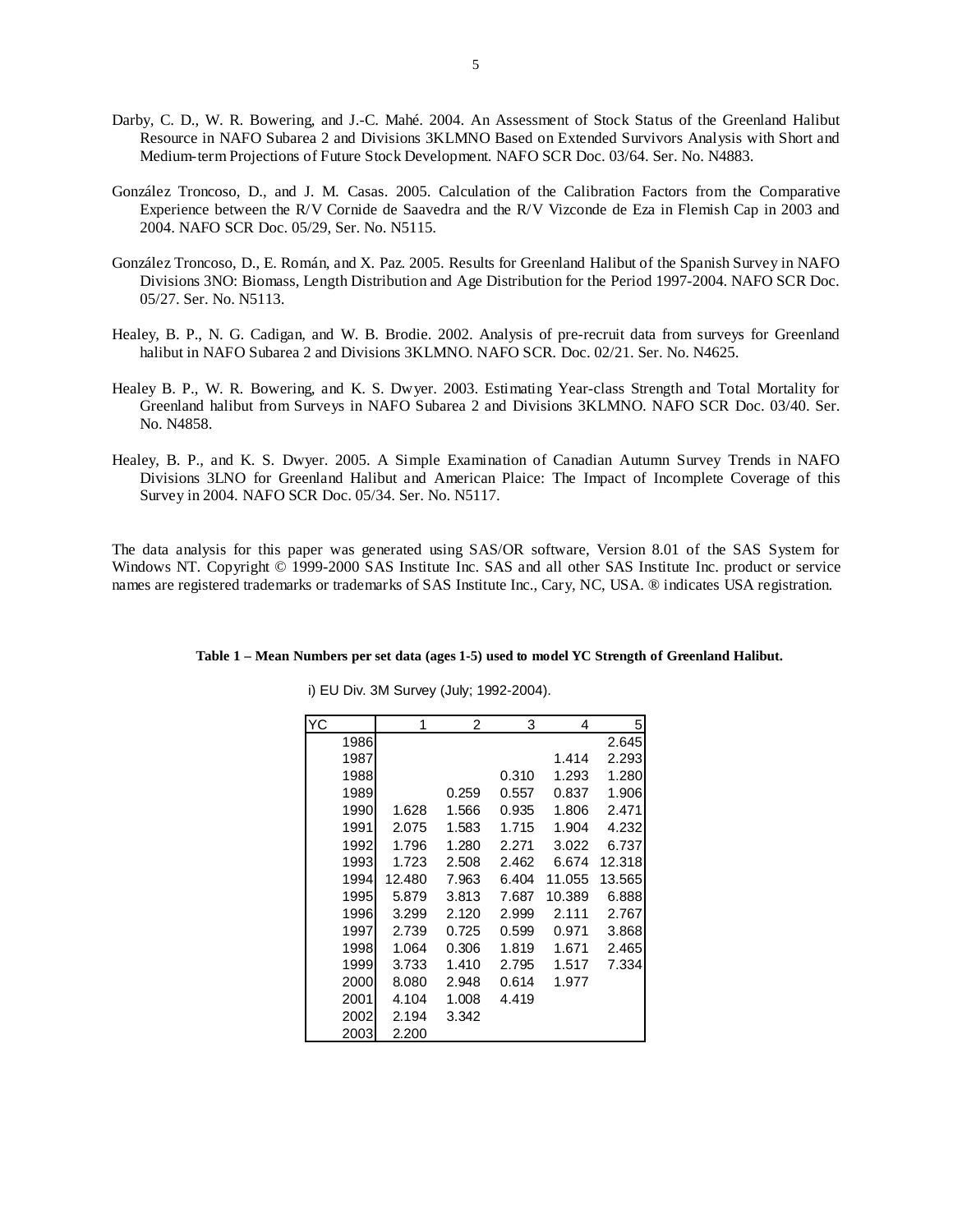Darby, C. D., W. R. Bowering, and J.-C. Mahé. 2004. An Assessment of Stock Status of the Greenland Halibut Resource in NAFO Subarea 2 and Divisions 3KLMNO Based on Extended Survivors Analysis with Short and Medium-term Projections of Future Stock Development. NAFO SCR Doc. 03/64. Ser. No. N4883.

González Troncoso, D., and J. M. Casas. 2005. Calculation of the Calibration Factors from the Comparative Experience between the R/V Cornide de Saavedra and the R/V Vizconde de Eza in Flemish Cap in 2003 and 2004. NAFO SCR Doc. 05/29, Ser. No. N5115.

González Troncoso, D., E. Román, and X. Paz. 2005. Results for Greenland Halibut of the Spanish Survey in NAFO Divisions 3NO: Biomass, Length Distribution and Age Distribution for the Period 1997-2004. NAFO SCR Doc. 05/27. Ser. No. N5113.

Healey, B. P., N. G. Cadigan, and W. B. Brodie. 2002. Analysis of pre-recruit data from surveys for Greenland halibut in NAFO Subarea 2 and Divisions 3KLMNO. NAFO SCR. Doc. 02/21. Ser. No. N4625.

Healey B. P., W. R. Bowering, and K. S. Dwyer. 2003. Estimating Year-class Strength and Total Mortality for Greenland halibut from Surveys in NAFO Subarea 2 and Divisions 3KLMNO. NAFO SCR Doc. 03/40. Ser. No. N4858.

Healey, B. P., and K. S. Dwyer. 2005. A Simple Examination of Canadian Autumn Survey Trends in NAFO Divisions 3LNO for Greenland Halibut and American Plaice: The Impact of Incomplete Coverage of this Survey in 2004. NAFO SCR Doc. 05/34. Ser. No. N5117.

The data analysis for this paper was generated using SAS/OR software, Version 8.01 of the SAS System for Windows NT. Copyright © 1999-2000 SAS Institute Inc. SAS and all other SAS Institute Inc. product or service names are registered trademarks or trademarks of SAS Institute Inc., Cary, NC, USA. ® indicates USA registration.

**Table 1 – Mean Numbers per set data (ages 1-5) used to model YC Strength of Greenland Halibut.**

i) EU Div. 3M Survey (July; 1992-2004).

| YC | 1 | 2 | 3 | 4 | 5 |
|---|---|---|---|---|---|
| 1986 | | | | | 2.645 |
| 1987 | | | | 1.414 | 2.293 |
| 1988 | | | 0.310 | 1.293 | 1.280 |
| 1989 | | 0.259 | 0.557 | 0.837 | 1.906 |
| 1990 | 1.628 | 1.566 | 0.935 | 1.806 | 2.471 |
| 1991 | 2.075 | 1.583 | 1.715 | 1.904 | 4.232 |
| 1992 | 1.796 | 1.280 | 2.271 | 3.022 | 6.737 |
| 1993 | 1.723 | 2.508 | 2.462 | 6.674 | 12.318 |
| 1994 | 12.480 | 7.963 | 6.404 | 11.055 | 13.565 |
| 1995 | 5.879 | 3.813 | 7.687 | 10.389 | 6.888 |
| 1996 | 3.299 | 2.120 | 2.999 | 2.111 | 2.767 |
| 1997 | 2.739 | 0.725 | 0.599 | 0.971 | 3.868 |
| 1998 | 1.064 | 0.306 | 1.819 | 1.671 | 2.465 |
| 1999 | 3.733 | 1.410 | 2.795 | 1.517 | 7.334 |
| 2000 | 8.080 | 2.948 | 0.614 | 1.977 | |
| 2001 | 4.104 | 1.008 | 4.419 | | |
| 2002 | 2.194 | 3.342 | | | |
| 2003 | 2.200 | | | | |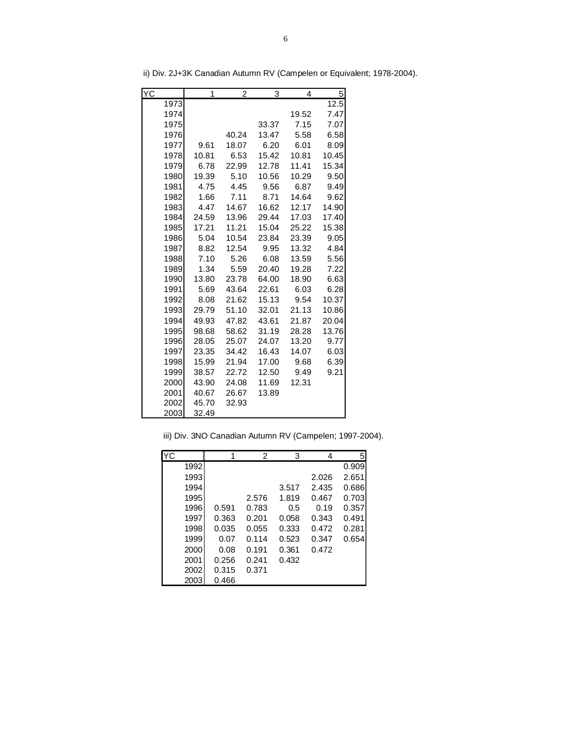ii) Div. 2J+3K Canadian Autumn RV (Campelen or Equivalent; 1978-2004).

| YC | 1 | 2 | 3 | 4 | 5 |
|---|---|---|---|---|---|
| 1973 | | | | | 12.5 |
| 1974 | | | | 19.52 | 7.47 |
| 1975 | | | 33.37 | 7.15 | 7.07 |
| 1976 | | 40.24 | 13.47 | 5.58 | 6.58 |
| 1977 | 9.61 | 18.07 | 6.20 | 6.01 | 8.09 |
| 1978 | 10.81 | 6.53 | 15.42 | 10.81 | 10.45 |
| 1979 | 6.78 | 22.99 | 12.78 | 11.41 | 15.34 |
| 1980 | 19.39 | 5.10 | 10.56 | 10.29 | 9.50 |
| 1981 | 4.75 | 4.45 | 9.56 | 6.87 | 9.49 |
| 1982 | 1.66 | 7.11 | 8.71 | 14.64 | 9.62 |
| 1983 | 4.47 | 14.67 | 16.62 | 12.17 | 14.90 |
| 1984 | 24.59 | 13.96 | 29.44 | 17.03 | 17.40 |
| 1985 | 17.21 | 11.21 | 15.04 | 25.22 | 15.38 |
| 1986 | 5.04 | 10.54 | 23.84 | 23.39 | 9.05 |
| 1987 | 8.82 | 12.54 | 9.95 | 13.32 | 4.84 |
| 1988 | 7.10 | 5.26 | 6.08 | 13.59 | 5.56 |
| 1989 | 1.34 | 5.59 | 20.40 | 19.28 | 7.22 |
| 1990 | 13.80 | 23.78 | 64.00 | 18.90 | 6.63 |
| 1991 | 5.69 | 43.64 | 22.61 | 6.03 | 6.28 |
| 1992 | 8.08 | 21.62 | 15.13 | 9.54 | 10.37 |
| 1993 | 29.79 | 51.10 | 32.01 | 21.13 | 10.86 |
| 1994 | 49.93 | 47.82 | 43.61 | 21.87 | 20.04 |
| 1995 | 98.68 | 58.62 | 31.19 | 28.28 | 13.76 |
| 1996 | 28.05 | 25.07 | 24.07 | 13.20 | 9.77 |
| 1997 | 23.35 | 34.42 | 16.43 | 14.07 | 6.03 |
| 1998 | 15.99 | 21.94 | 17.00 | 9.68 | 6.39 |
| 1999 | 38.57 | 22.72 | 12.50 | 9.49 | 9.21 |
| 2000 | 43.90 | 24.08 | 11.69 | 12.31 | |
| 2001 | 40.67 | 26.67 | 13.89 | | |
| 2002 | 45.70 | 32.93 | | | |
| 2003 | 32.49 | | | | |

iii) Div. 3NO Canadian Autumn RV (Campelen; 1997-2004).

| YC | 1 | 2 | 3 | 4 | 5 |
|---|---|---|---|---|---|
| 1992 | | | | | 0.909 |
| 1993 | | | | 2.026 | 2.651 |
| 1994 | | | 3.517 | 2.435 | 0.686 |
| 1995 | | 2.576 | 1.819 | 0.467 | 0.703 |
| 1996 | 0.591 | 0.783 | 0.5 | 0.19 | 0.357 |
| 1997 | 0.363 | 0.201 | 0.058 | 0.343 | 0.491 |
| 1998 | 0.035 | 0.055 | 0.333 | 0.472 | 0.281 |
| 1999 | 0.07 | 0.114 | 0.523 | 0.347 | 0.654 |
| 2000 | 0.08 | 0.191 | 0.361 | 0.472 | |
| 2001 | 0.256 | 0.241 | 0.432 | | |
| 2002 | 0.315 | 0.371 | | | |
| 2003 | 0.466 | | | | |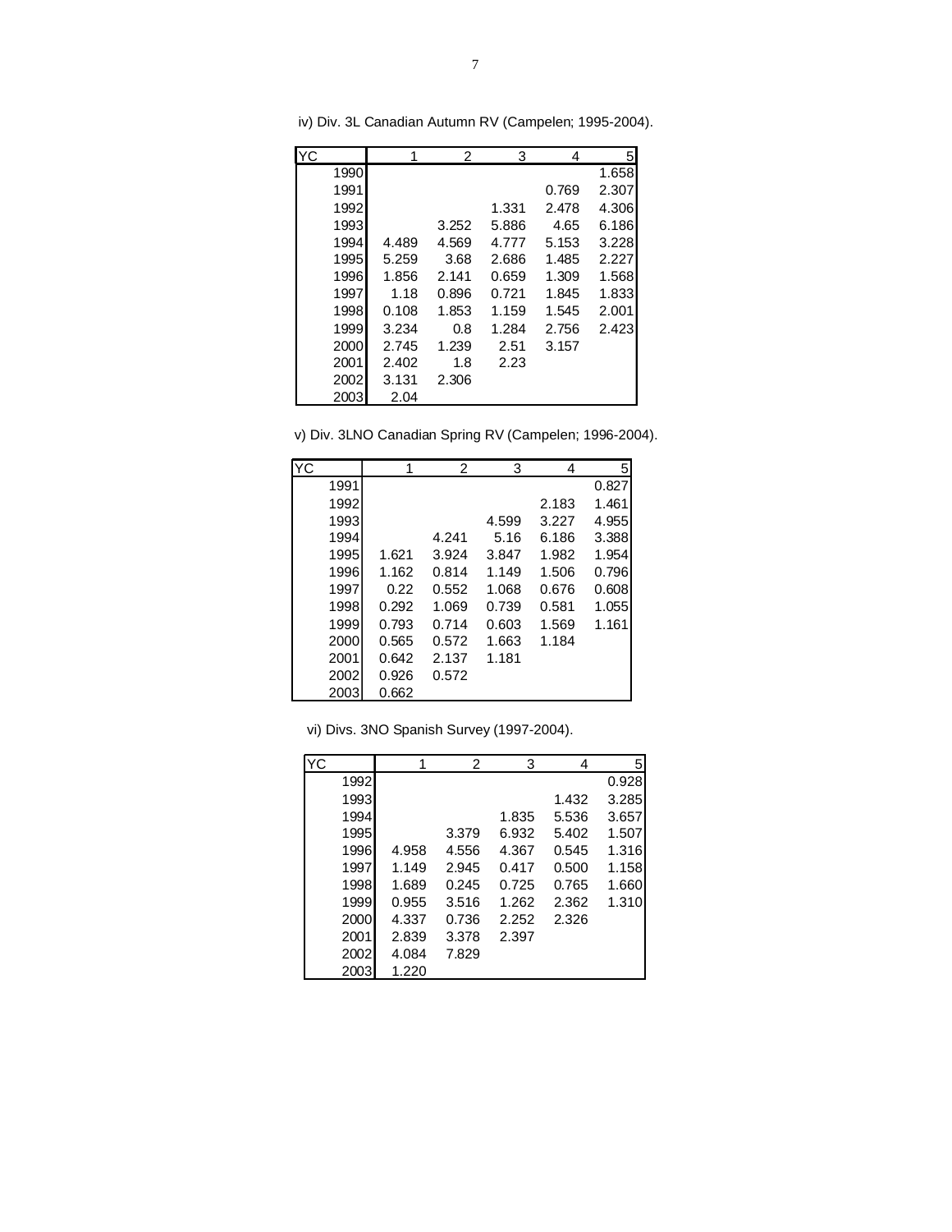iv) Div. 3L Canadian Autumn RV (Campelen; 1995-2004).

| YC | 1 | 2 | 3 | 4 | 5 |
|---|---|---|---|---|---|
| 1990 | | | | | 1.658 |
| 1991 | | | | 0.769 | 2.307 |
| 1992 | | | 1.331 | 2.478 | 4.306 |
| 1993 | | 3.252 | 5.886 | 4.65 | 6.186 |
| 1994 | 4.489 | 4.569 | 4.777 | 5.153 | 3.228 |
| 1995 | 5.259 | 3.68 | 2.686 | 1.485 | 2.227 |
| 1996 | 1.856 | 2.141 | 0.659 | 1.309 | 1.568 |
| 1997 | 1.18 | 0.896 | 0.721 | 1.845 | 1.833 |
| 1998 | 0.108 | 1.853 | 1.159 | 1.545 | 2.001 |
| 1999 | 3.234 | 0.8 | 1.284 | 2.756 | 2.423 |
| 2000 | 2.745 | 1.239 | 2.51 | 3.157 | |
| 2001 | 2.402 | 1.8 | 2.23 | | |
| 2002 | 3.131 | 2.306 | | | |
| 2003 | 2.04 | | | | |

v) Div. 3LNO Canadian Spring RV (Campelen; 1996-2004).

| YC | 1 | 2 | 3 | 4 | 5 |
|---|---|---|---|---|---|
| 1991 | | | | | 0.827 |
| 1992 | | | | 2.183 | 1.461 |
| 1993 | | | 4.599 | 3.227 | 4.955 |
| 1994 | | 4.241 | 5.16 | 6.186 | 3.388 |
| 1995 | 1.621 | 3.924 | 3.847 | 1.982 | 1.954 |
| 1996 | 1.162 | 0.814 | 1.149 | 1.506 | 0.796 |
| 1997 | 0.22 | 0.552 | 1.068 | 0.676 | 0.608 |
| 1998 | 0.292 | 1.069 | 0.739 | 0.581 | 1.055 |
| 1999 | 0.793 | 0.714 | 0.603 | 1.569 | 1.161 |
| 2000 | 0.565 | 0.572 | 1.663 | 1.184 | |
| 2001 | 0.642 | 2.137 | 1.181 | | |
| 2002 | 0.926 | 0.572 | | | |
| 2003 | 0.662 | | | | |

vi) Divs. 3NO Spanish Survey (1997-2004).

| YC | 1 | 2 | 3 | 4 | 5 |
|---|---|---|---|---|---|
| 1992 | | | | | 0.928 |
| 1993 | | | | 1.432 | 3.285 |
| 1994 | | | 1.835 | 5.536 | 3.657 |
| 1995 | | 3.379 | 6.932 | 5.402 | 1.507 |
| 1996 | 4.958 | 4.556 | 4.367 | 0.545 | 1.316 |
| 1997 | 1.149 | 2.945 | 0.417 | 0.500 | 1.158 |
| 1998 | 1.689 | 0.245 | 0.725 | 0.765 | 1.660 |
| 1999 | 0.955 | 3.516 | 1.262 | 2.362 | 1.310 |
| 2000 | 4.337 | 0.736 | 2.252 | 2.326 | |
| 2001 | 2.839 | 3.378 | 2.397 | | |
| 2002 | 4.084 | 7.829 | | | |
| 2003 | 1.220 | | | | |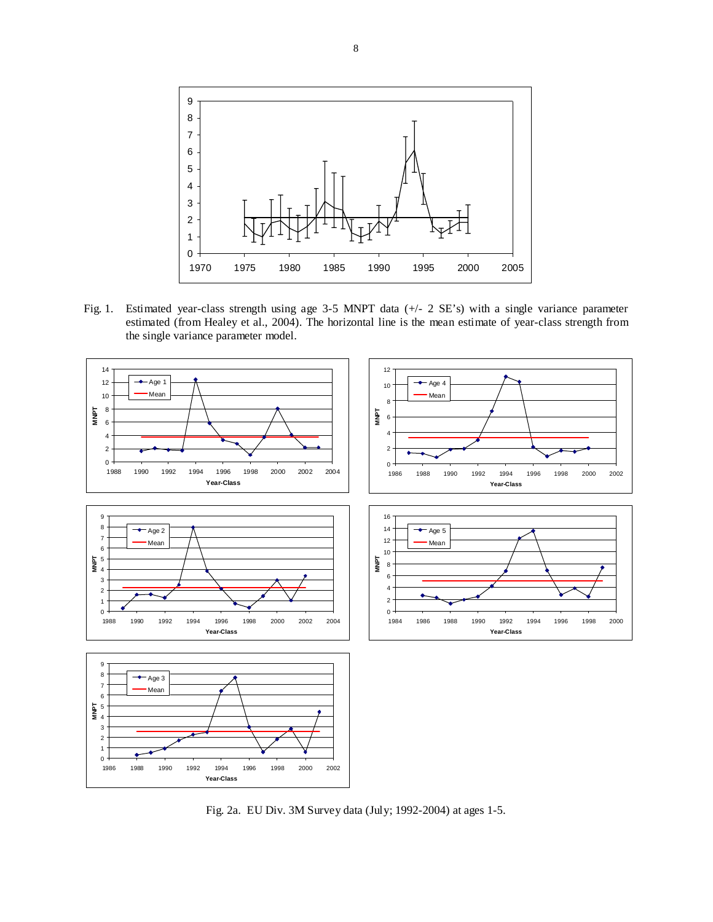Fig. 1. Estimated year-class strength using age 3-5 MNPT data (+/- 2 SE's) with a single variance parameter estimated (from Healey et al., 2004). The horizontal line is the mean estimate of year-class strength from the single variance parameter model.

Fig. 2a. EU Div. 3M Survey data (July; 1992-2004) at ages 1-5.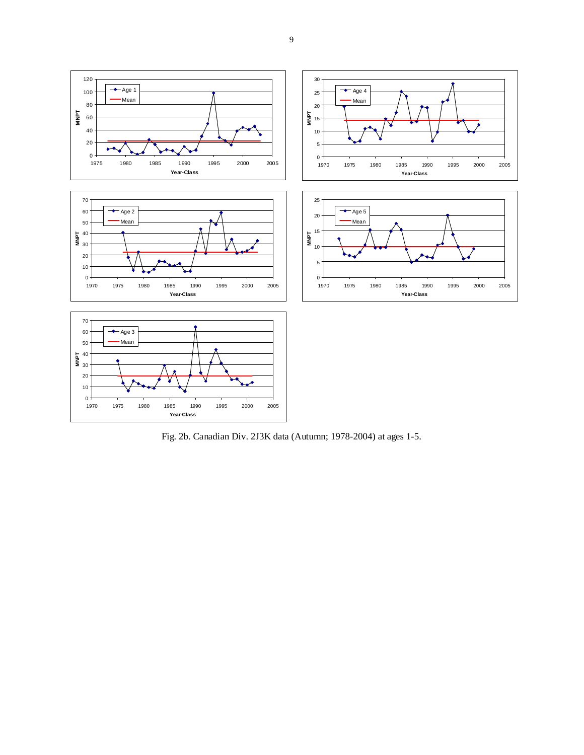Fig. 2b. Canadian Div. 2J3K data (Autumn; 1978-2004) at ages 1-5.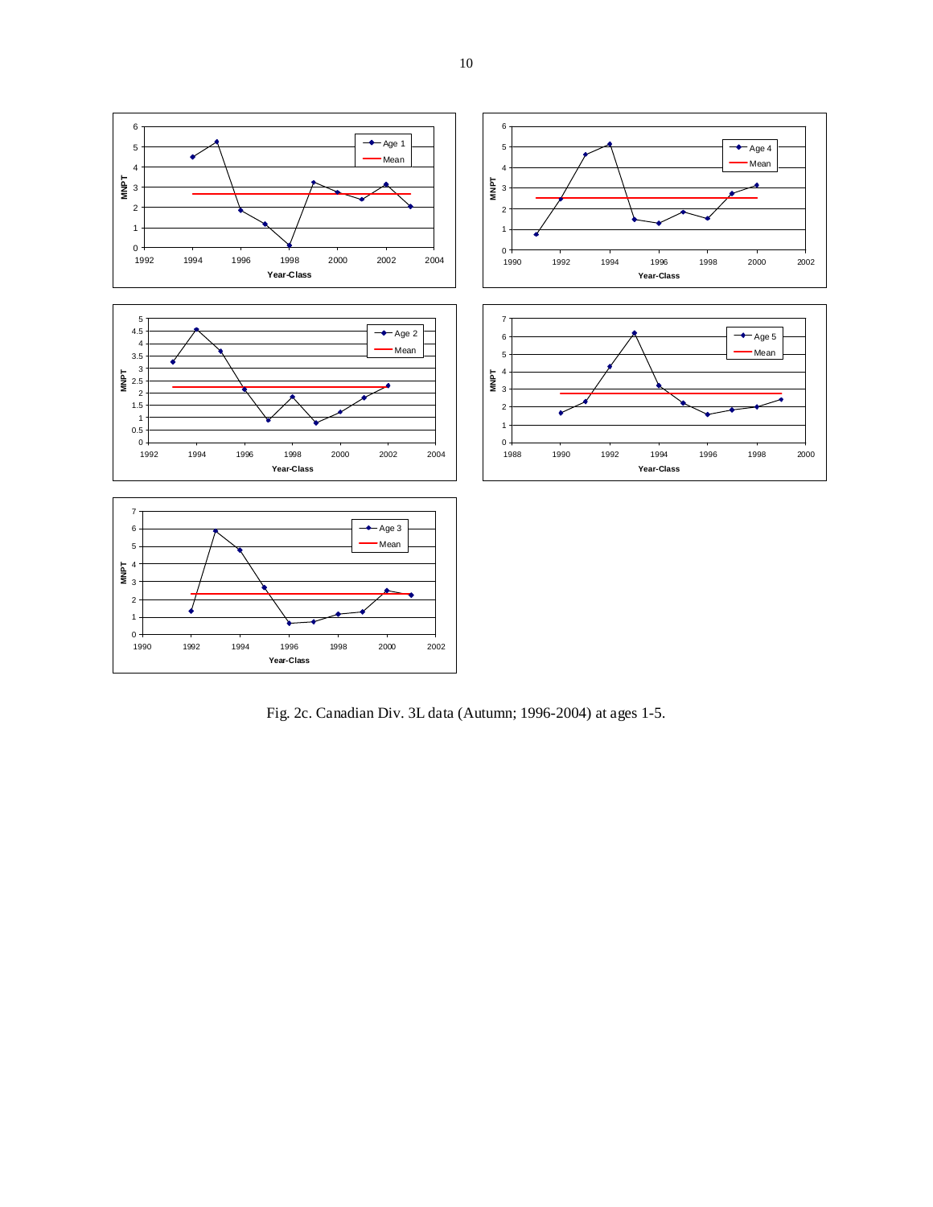Fig. 2c. Canadian Div. 3L data (Autumn; 1996-2004) at ages 1-5.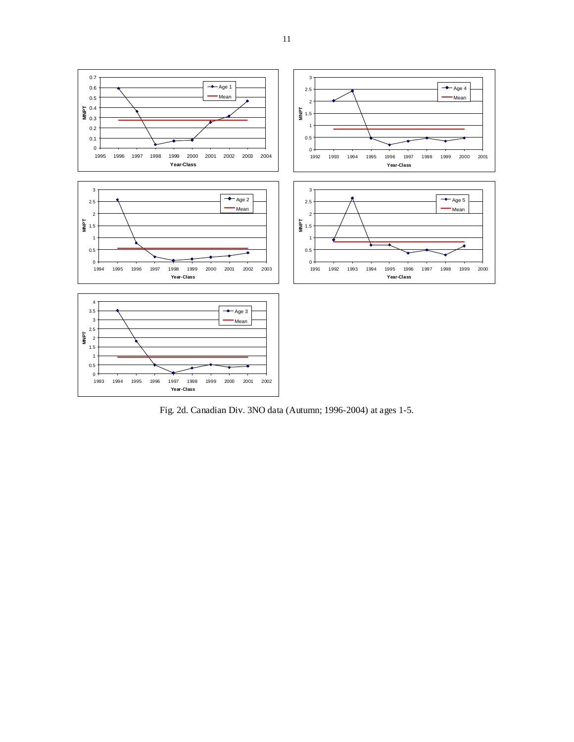Fig. 2d. Canadian Div. 3NO data (Autumn; 1996-2004) at ages 1-5.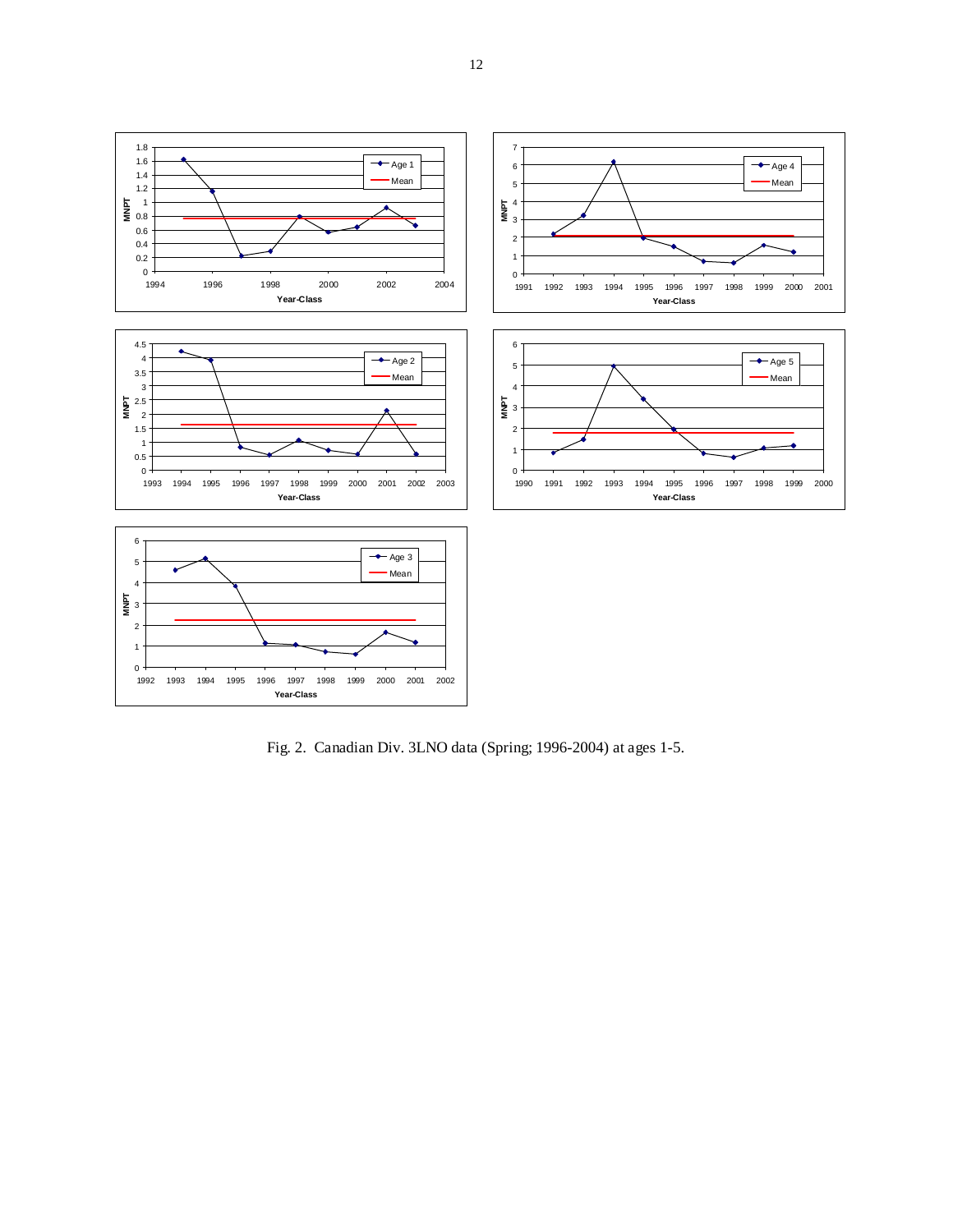Fig. 2. Canadian Div. 3LNO data (Spring; 1996-2004) at ages 1-5.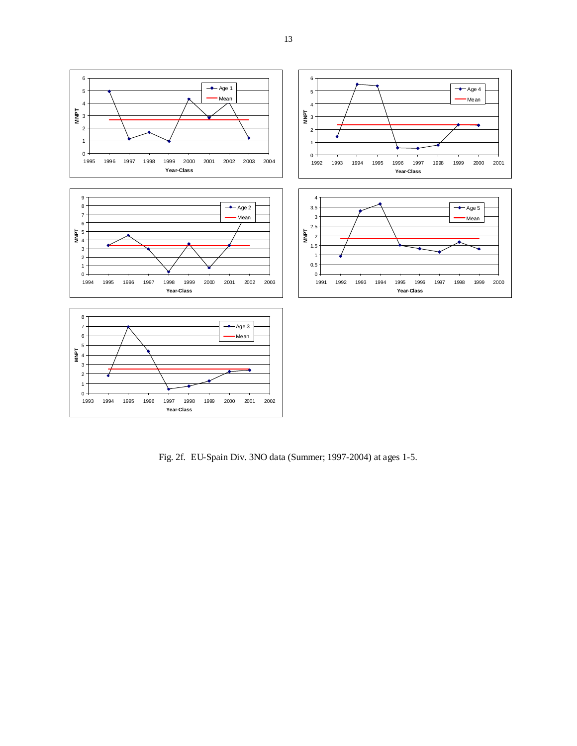Fig. 2f. EU-Spain Div. 3NO data (Summer; 1997-2004) at ages 1-5.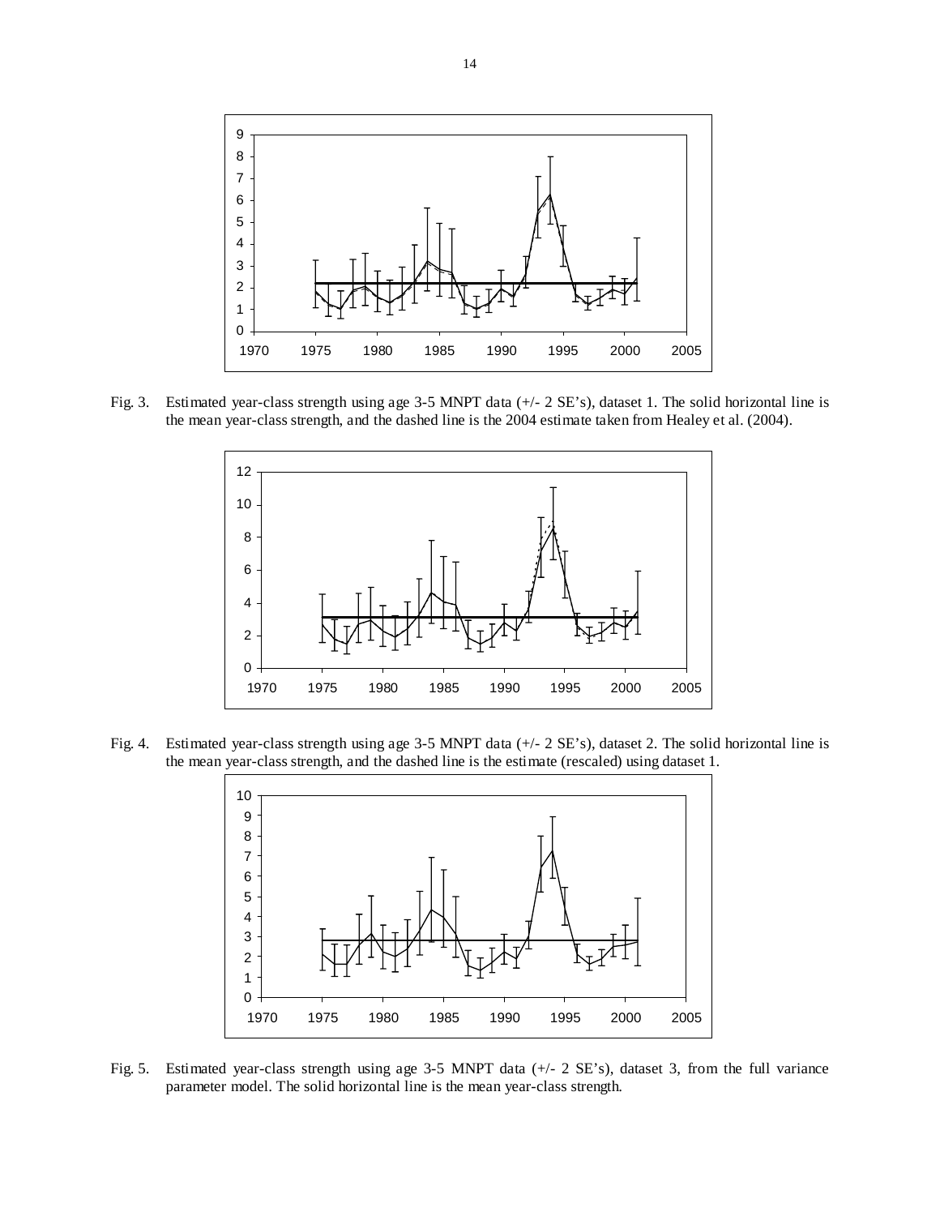Fig. 3. Estimated year-class strength using age 3-5 MNPT data (+/- 2 SE's), dataset 1. The solid horizontal line is the mean year-class strength, and the dashed line is the 2004 estimate taken from Healey et al. (2004).

Fig. 4. Estimated year-class strength using age 3-5 MNPT data (+/- 2 SE's), dataset 2. The solid horizontal line is the mean year-class strength, and the dashed line is the estimate (rescaled) using dataset 1.

Fig. 5. Estimated year-class strength using age 3-5 MNPT data (+/- 2 SE's), dataset 3, from the full variance parameter model. The solid horizontal line is the mean year-class strength.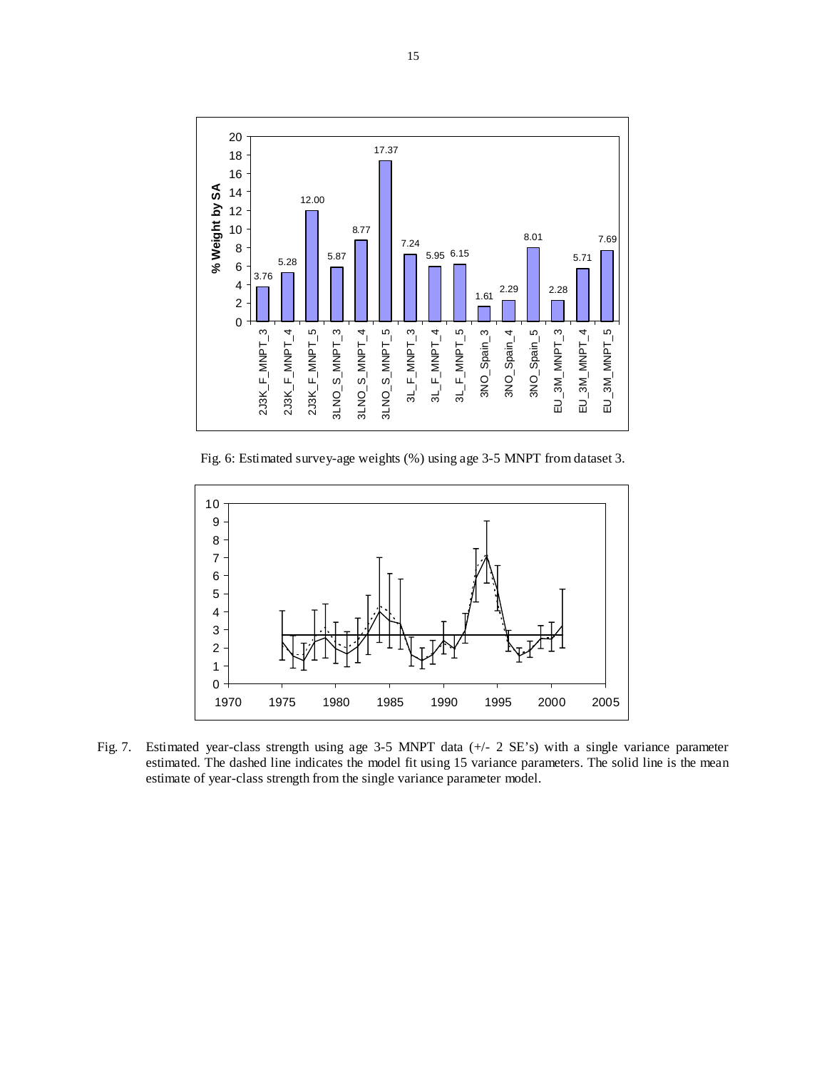Fig. 6: Estimated survey-age weights (%) using age 3-5 MNPT from dataset 3.

Fig. 7. Estimated year-class strength using age 3-5 MNPT data (+/- 2 SE's) with a single variance parameter estimated. The dashed line indicates the model fit using 15 variance parameters. The solid line is the mean estimate of year-class strength from the single variance parameter model.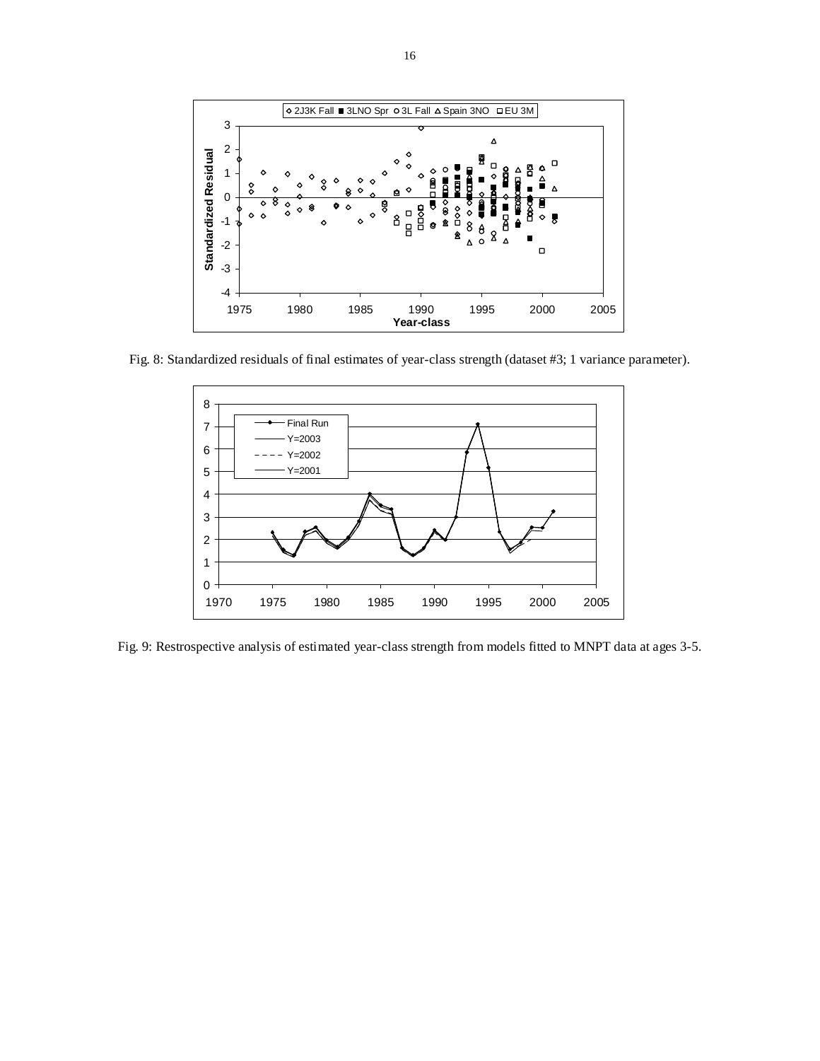◇ 2J3K Fall ■ 3LNO Spr ○ 3L Fall △ Spain 3NO □ EU 3M

Standardized Residual

3
2
1
0
-1
-2
-3
-4

1975 1980 1985 1990 1995 2000 2005

Year-class

Fig. 8: Standardized residuals of final estimates of year-class strength (dataset #3; 1 variance parameter).

8
7
6
5
4
3
2
1
0

1970 1975 1980 1985 1990 1995 2000 2005

Final Run
Y=2003
Y=2002
Y=2001

Fig. 9: Restrospective analysis of estimated year-class strength from models fitted to MNPT data at ages 3-5.